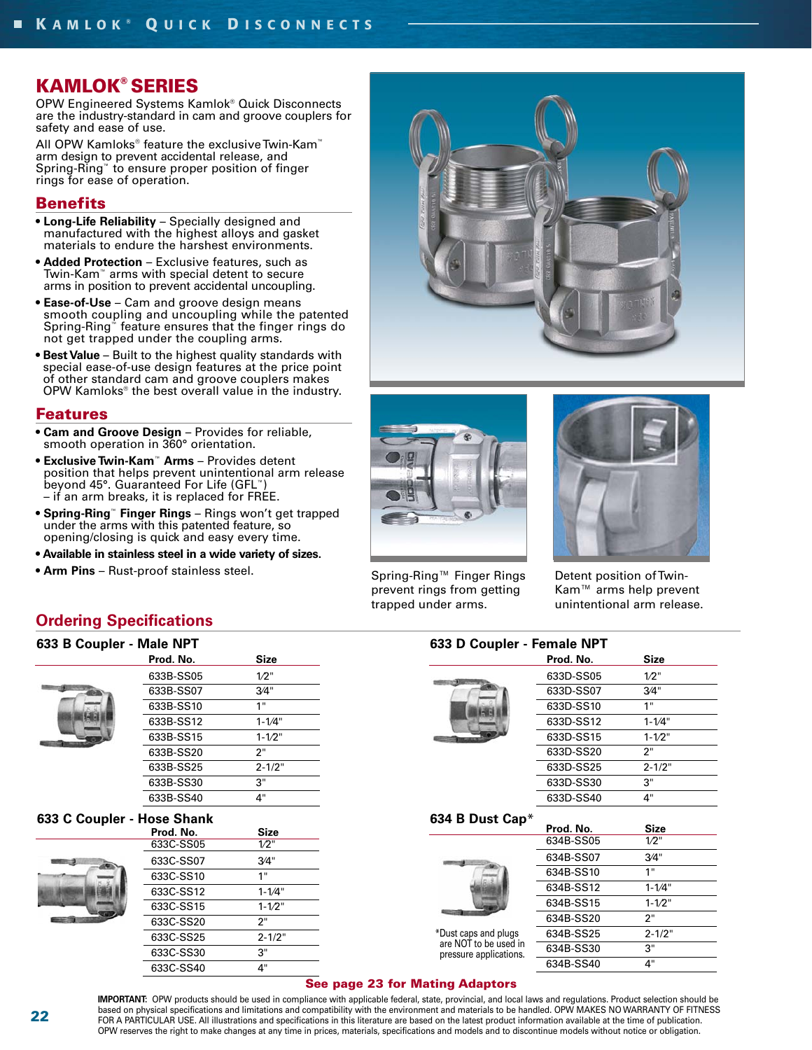# KAMLOK® SERIES

OPW Engineered Systems Kamlok® Quick Disconnects are the industry-standard in cam and groove couplers for safety and ease of use.

All OPW Kamloks® feature the exclusive Twin-Kam™ arm design to prevent accidental release, and Spring-Ring™ to ensure proper position of finger rings for ease of operation.

## Benefits

- **Long-Life Reliability** – Specially designed and manufactured with the highest alloys and gasket materials to endure the harshest environments.
- **Added Protection** – Exclusive features, such as Twin-Kam™ arms with special detent to secure arms in position to prevent accidental uncoupling.
- **Ease-of-Use** – Cam and groove design means smooth coupling and uncoupling while the patented Spring-Ring™ feature ensures that the finger rings do not get trapped under the coupling arms.
- **Best Value** – Built to the highest quality standards with special ease-of-use design features at the price point of other standard cam and groove couplers makes OPW Kamloks® the best overall value in the industry.

## Features

- **Cam and Groove Design** – Provides for reliable, smooth operation in 360° orientation.
- **Exclusive Twin-Kam™ Arms** – Provides detent position that helps prevent unintentional arm release beyond 45°. Guaranteed For Life (GFL™) – if an arm breaks, it is replaced for FREE.
- **Spring-Ring™ Finger Rings** – Rings won't get trapped under the arms with this patented feature, so opening/closing is quick and easy every time.
- **Available in stainless steel in a wide variety of sizes.**
- **Arm Pins** – Rust-proof stainless steel.

Spring-Ring™ Finger Rings prevent rings from getting trapped under arms.

Detent position of Twin-Kam™ arms help prevent unintentional arm release.

## Ordering Specifications

### 633 B Coupler - Male NPT

| Prod. No. | Size |
|---|---|
| 633B-SS05 | 1/2" |
| 633B-SS07 | 3/4" |
| 633B-SS10 | 1" |
| 633B-SS12 | 1-1/4" |
| 633B-SS15 | 1-1/2" |
| 633B-SS20 | 2" |
| 633B-SS25 | 2-1/2" |
| 633B-SS30 | 3" |
| 633B-SS40 | 4" |

### 633 C Coupler - Hose Shank

| Prod. No. | Size |
|---|---|
| 633C-SS05 | 1/2" |
| 633C-SS07 | 3/4" |
| 633C-SS10 | 1" |
| 633C-SS12 | 1-1/4" |
| 633C-SS15 | 1-1/2" |
| 633C-SS20 | 2" |
| 633C-SS25 | 2-1/2" |
| 633C-SS30 | 3" |
| 633C-SS40 | 4" |

### 633 D Coupler - Female NPT

| Prod. No. | Size |
|---|---|
| 633D-SS05 | 1/2" |
| 633D-SS07 | 3/4" |
| 633D-SS10 | 1" |
| 633D-SS12 | 1-1/4" |
| 633D-SS15 | 1-1/2" |
| 633D-SS20 | 2" |
| 633D-SS25 | 2-1/2" |
| 633D-SS30 | 3" |
| 633D-SS40 | 4" |

### 634 B Dust Cap*

| Prod. No. | Size |
|---|---|
| 634B-SS05 | 1/2" |
| 634B-SS07 | 3/4" |
| 634B-SS10 | 1" |
| 634B-SS12 | 1-1/4" |
| 634B-SS15 | 1-1/2" |
| 634B-SS20 | 2" |
| 634B-SS25 | 2-1/2" |
| 634B-SS30 | 3" |
| 634B-SS40 | 4" |

*Dust caps and plugs are NOT to be used in pressure applications.

**See page 23 for Mating Adaptors**

**IMPORTANT:** OPW products should be used in compliance with applicable federal, state, provincial, and local laws and regulations. Product selection should be based on physical specifications and limitations and compatibility with the environment and materials to be handled. OPW MAKES NO WARRANTY OF FITNESS FOR A PARTICULAR USE. All illustrations and specifications in this literature are based on the latest product information available at the time of publication. OPW reserves the right to make changes at any time in prices, materials, specifications and models and to discontinue models without notice or obligation.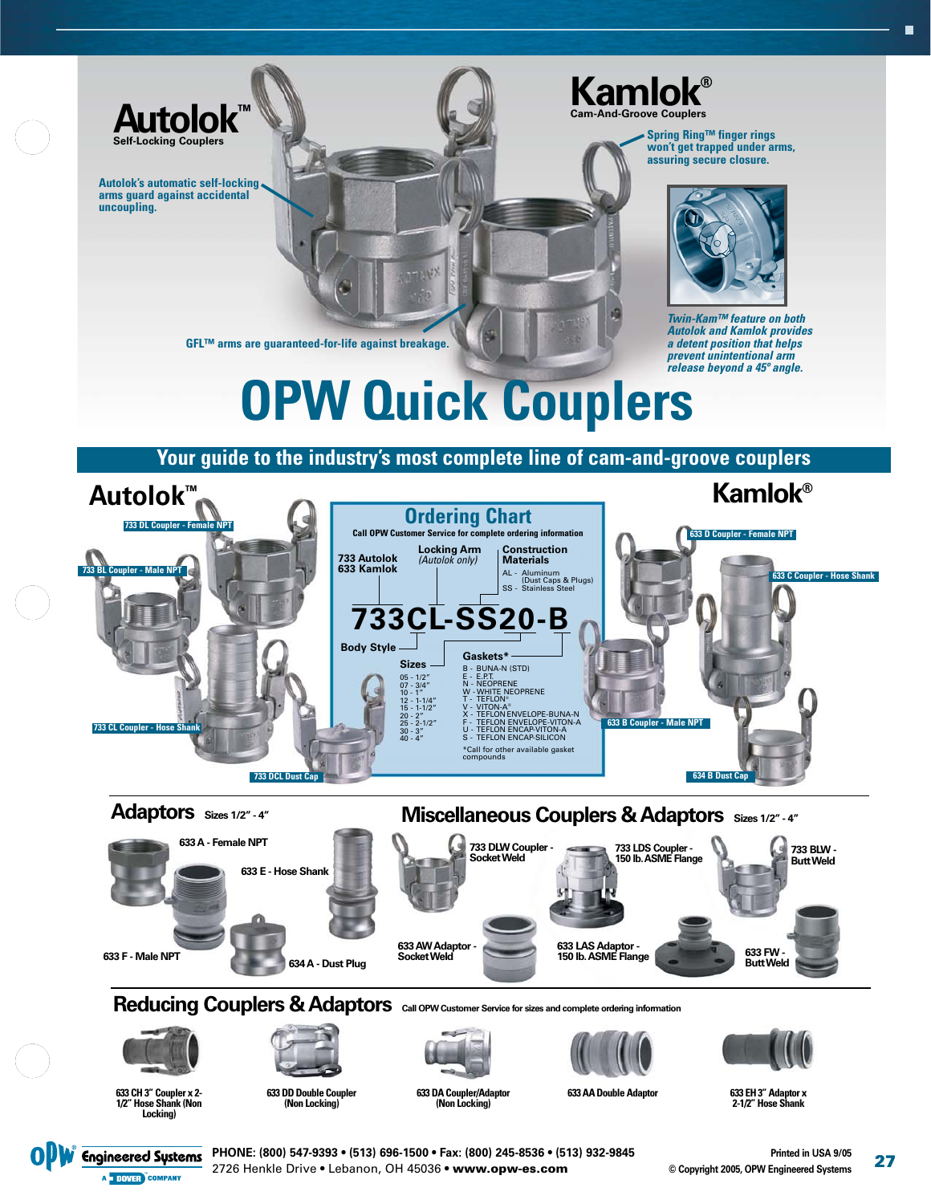# Autolok™

Self-Locking Couplers

Autolok's automatic self-locking arms guard against accidental uncoupling.

GFL™ arms are guaranteed-for-life against breakage.

# Kamlok®

Cam-And-Groove Couplers

Spring Ring™ finger rings won't get trapped under arms, assuring secure closure.

*Twin-Kam™ feature on both Autolok and Kamlok provides a detent position that helps prevent unintentional arm release beyond a 45° angle.*

# OPW Quick Couplers

## Your guide to the industry's most complete line of cam-and-groove couplers

## Autolok™

733 DL Coupler - Female NPT

733 BL Coupler - Male NPT

733 CL Coupler - Hose Shank

733 DCL Dust Cap

## Ordering Chart

Call OPW Customer Service for complete ordering information

**733 Autolok**
**633 Kamlok**

**Locking Arm**
*(Autolok only)*

**Construction Materials**
AL - Aluminum (Dust Caps & Plugs)
SS - Stainless Steel

**733CL-SS20-B**

**Body Style**

**Sizes**
05 - 1/2"
07 - 3/4"
10 - 1"
12 - 1-1/4"
15 - 1-1/2"
20 - 2"
25 - 2-1/2"
30 - 3"
40 - 4"

**Gaskets***
B - BUNA-N (STD)
E - E.P.T.
N - NEOPRENE
W - WHITE NEOPRENE
T - TEFLON®
V - VITON-A®
X - TEFLON ENVELOPE-BUNA-N
F - TEFLON ENVELOPE-VITON-A
U - TEFLON ENCAP-VITON-A
S - TEFLON ENCAP-SILICON

*Call for other available gasket compounds

## Kamlok®

633 D Coupler - Female NPT

633 C Coupler - Hose Shank

633 B Coupler - Male NPT

634 B Dust Cap

## Adaptors Sizes 1/2" - 4"

633 A - Female NPT

633 E - Hose Shank

633 F - Male NPT

634 A - Dust Plug

## Miscellaneous Couplers & Adaptors Sizes 1/2" - 4"

733 DLW Coupler - Socket Weld

733 LDS Coupler - 150 lb. ASME Flange

733 BLW - Butt Weld

633 AW Adaptor - Socket Weld

633 LAS Adaptor - 150 lb. ASME Flange

633 FW - Butt Weld

## Reducing Couplers & Adaptors

Call OPW Customer Service for sizes and complete ordering information

633 CH 3" Coupler x 2-1/2" Hose Shank (Non Locking)

633 DD Double Coupler (Non Locking)

633 DA Coupler/Adaptor (Non Locking)

633 AA Double Adaptor

633 EH 3" Adaptor x 2-1/2" Hose Shank

OPW Engineered Systems — A DOVER COMPANY

PHONE: (800) 547-9393 • (513) 696-1500 • Fax: (800) 245-8536 • (513) 932-9845
2726 Henkle Drive • Lebanon, OH 45036 • www.opw-es.com

Printed in USA 9/05
© Copyright 2005, OPW Engineered Systems